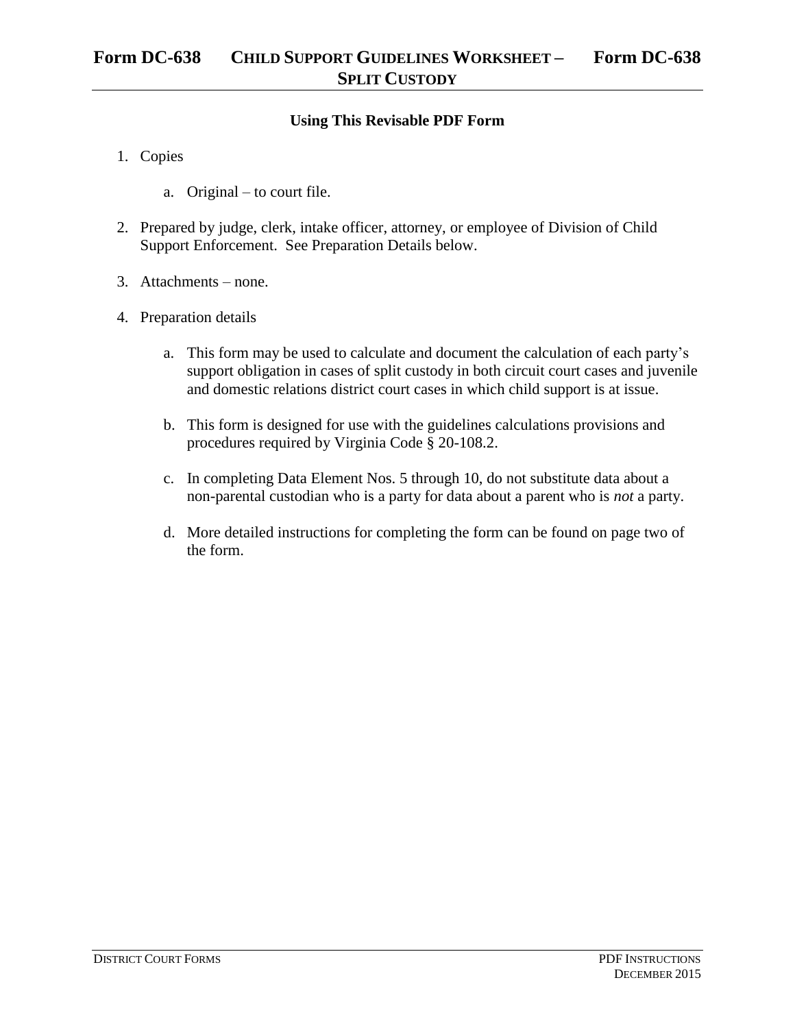# Form DC-638 CHILD SUPPORT GUIDELINES WORKSHEET – SPLIT CUSTODY Form DC-638

## Using This Revisable PDF Form

1. Copies

    a. Original – to court file.

2. Prepared by judge, clerk, intake officer, attorney, or employee of Division of Child Support Enforcement. See Preparation Details below.

3. Attachments – none.

4. Preparation details

    a. This form may be used to calculate and document the calculation of each party's support obligation in cases of split custody in both circuit court cases and juvenile and domestic relations district court cases in which child support is at issue.

    b. This form is designed for use with the guidelines calculations provisions and procedures required by Virginia Code § 20-108.2.

    c. In completing Data Element Nos. 5 through 10, do not substitute data about a non-parental custodian who is a party for data about a parent who is *not* a party.

    d. More detailed instructions for completing the form can be found on page two of the form.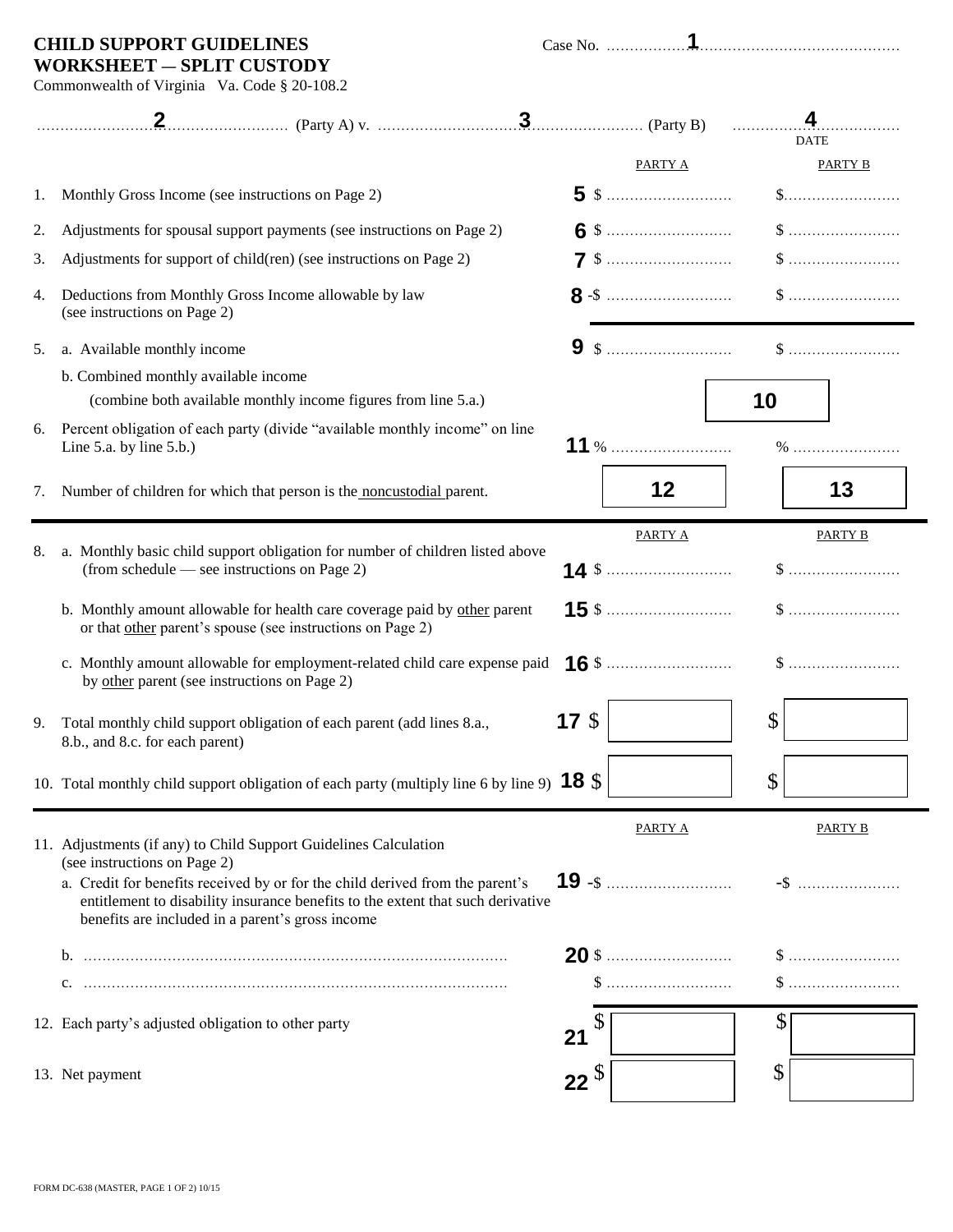**CHILD SUPPORT GUIDELINES**
**WORKSHEET — SPLIT CUSTODY**
Commonwealth of Virginia Va. Code § 20-108.2

Case No. ............**1**............

............**2**............ (Party A) v. ............**3**............ (Party B) ............**4**............
DATE

| | | PARTY A | PARTY B |
|---|---|---|---|
| 1. | Monthly Gross Income (see instructions on Page 2) | **5** $ ............ | $............ |
| 2. | Adjustments for spousal support payments (see instructions on Page 2) | **6** $ ............ | $ ............ |
| 3. | Adjustments for support of child(ren) (see instructions on Page 2) | **7** $ ............ | $ ............ |
| 4. | Deductions from Monthly Gross Income allowable by law (see instructions on Page 2) | **8** -$ ............ | $ ............ |
| 5. | a. Available monthly income | **9** $ ............ | $ ............ |
| | b. Combined monthly available income (combine both available monthly income figures from line 5.a.) | | **10** |
| 6. | Percent obligation of each party (divide "available monthly income" on line Line 5.a. by line 5.b.) | **11** % ............ | % ............ |
| 7. | Number of children for which that person is the noncustodial parent. | **12** | **13** |

| | | PARTY A | PARTY B |
|---|---|---|---|
| 8. | a. Monthly basic child support obligation for number of children listed above (from schedule — see instructions on Page 2) | **14** $ ............ | $ ............ |
| | b. Monthly amount allowable for health care coverage paid by other parent or that other parent's spouse (see instructions on Page 2) | **15** $ ............ | $ ............ |
| | c. Monthly amount allowable for employment-related child care expense paid by other parent (see instructions on Page 2) | **16** $ ............ | $ ............ |
| 9. | Total monthly child support obligation of each parent (add lines 8.a., 8.b., and 8.c. for each parent) | **17** $ | $ |
| 10. | Total monthly child support obligation of each party (multiply line 6 by line 9) | **18** $ | $ |

| | | PARTY A | PARTY B |
|---|---|---|---|
| 11. | Adjustments (if any) to Child Support Guidelines Calculation (see instructions on Page 2) | | |
| | a. Credit for benefits received by or for the child derived from the parent's entitlement to disability insurance benefits to the extent that such derivative benefits are included in a parent's gross income | **19** -$ ............ | -$ ............ |
| | b. ............ | **20** $ ............ | $ ............ |
| | c. ............ | $ ............ | $ ............ |
| 12. | Each party's adjusted obligation to other party | **21** $ | $ |
| 13. | Net payment | **22** $ | $ |

FORM DC-638 (MASTER, PAGE 1 OF 2) 10/15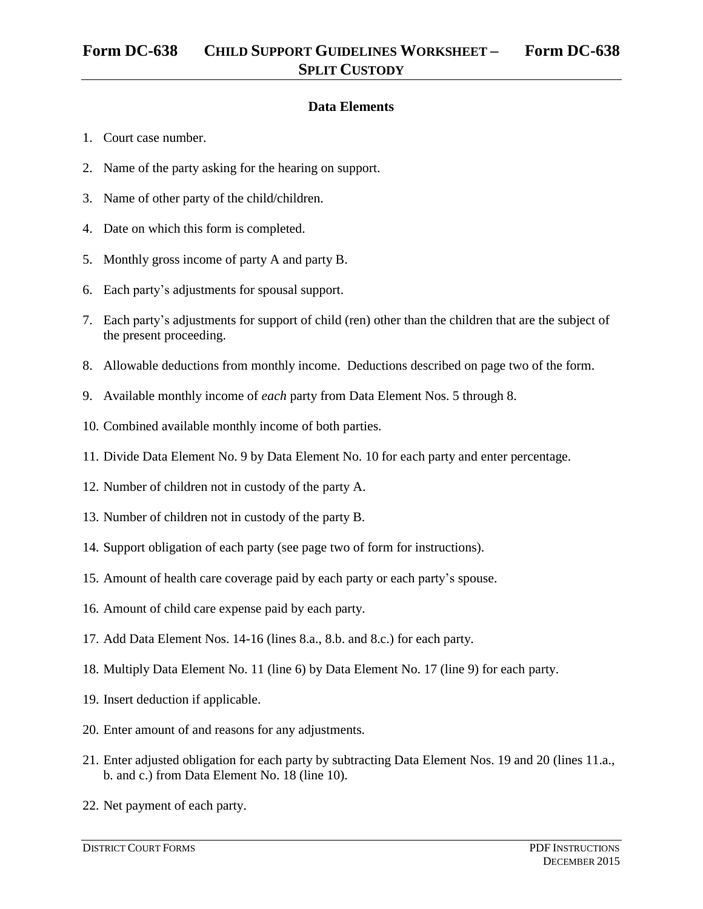# Form DC-638 CHILD SUPPORT GUIDELINES WORKSHEET – SPLIT CUSTODY Form DC-638

## Data Elements

1. Court case number.
2. Name of the party asking for the hearing on support.
3. Name of other party of the child/children.
4. Date on which this form is completed.
5. Monthly gross income of party A and party B.
6. Each party's adjustments for spousal support.
7. Each party's adjustments for support of child (ren) other than the children that are the subject of the present proceeding.
8. Allowable deductions from monthly income. Deductions described on page two of the form.
9. Available monthly income of *each* party from Data Element Nos. 5 through 8.
10. Combined available monthly income of both parties.
11. Divide Data Element No. 9 by Data Element No. 10 for each party and enter percentage.
12. Number of children not in custody of the party A.
13. Number of children not in custody of the party B.
14. Support obligation of each party (see page two of form for instructions).
15. Amount of health care coverage paid by each party or each party's spouse.
16. Amount of child care expense paid by each party.
17. Add Data Element Nos. 14-16 (lines 8.a., 8.b. and 8.c.) for each party.
18. Multiply Data Element No. 11 (line 6) by Data Element No. 17 (line 9) for each party.
19. Insert deduction if applicable.
20. Enter amount of and reasons for any adjustments.
21. Enter adjusted obligation for each party by subtracting Data Element Nos. 19 and 20 (lines 11.a., b. and c.) from Data Element No. 18 (line 10).
22. Net payment of each party.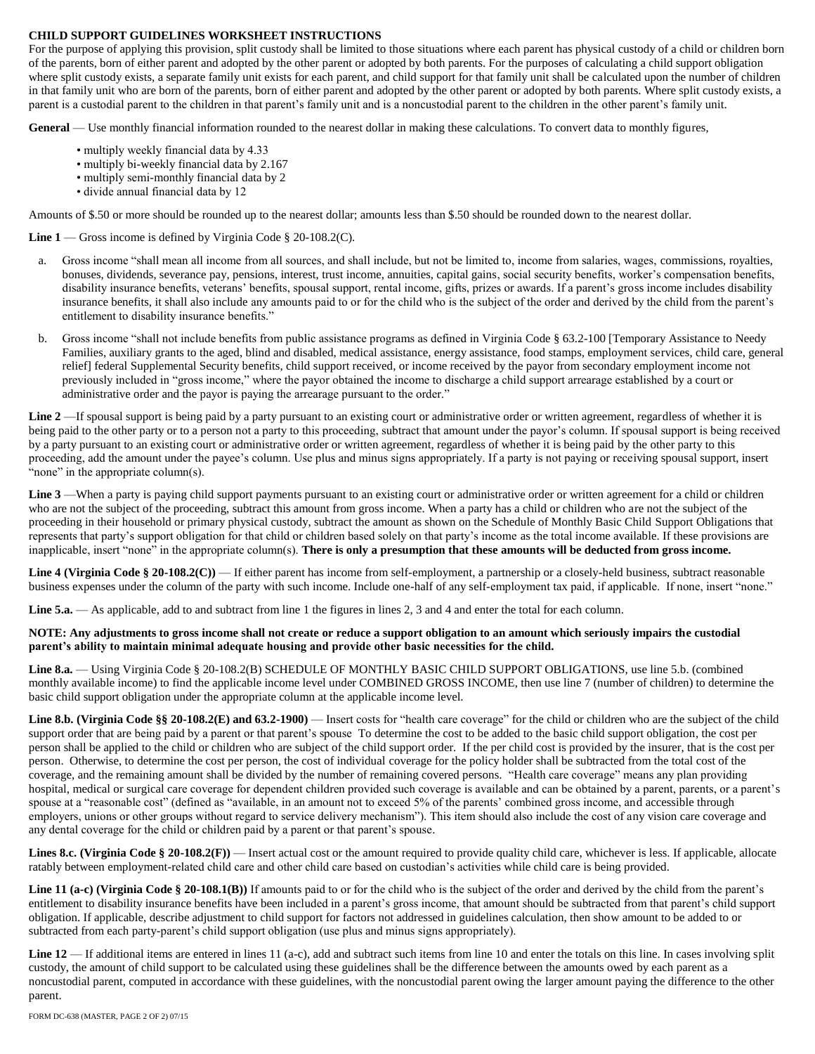**CHILD SUPPORT GUIDELINES WORKSHEET INSTRUCTIONS**

For the purpose of applying this provision, split custody shall be limited to those situations where each parent has physical custody of a child or children born of the parents, born of either parent and adopted by the other parent or adopted by both parents. For the purposes of calculating a child support obligation where split custody exists, a separate family unit exists for each parent, and child support for that family unit shall be calculated upon the number of children in that family unit who are born of the parents, born of either parent and adopted by the other parent or adopted by both parents. Where split custody exists, a parent is a custodial parent to the children in that parent's family unit and is a noncustodial parent to the children in the other parent's family unit.

**General** — Use monthly financial information rounded to the nearest dollar in making these calculations. To convert data to monthly figures,

- multiply weekly financial data by 4.33
- multiply bi-weekly financial data by 2.167
- multiply semi-monthly financial data by 2
- divide annual financial data by 12

Amounts of $.50 or more should be rounded up to the nearest dollar; amounts less than $.50 should be rounded down to the nearest dollar.

**Line 1** — Gross income is defined by Virginia Code § 20-108.2(C).

a. Gross income "shall mean all income from all sources, and shall include, but not be limited to, income from salaries, wages, commissions, royalties, bonuses, dividends, severance pay, pensions, interest, trust income, annuities, capital gains, social security benefits, worker's compensation benefits, disability insurance benefits, veterans' benefits, spousal support, rental income, gifts, prizes or awards. If a parent's gross income includes disability insurance benefits, it shall also include any amounts paid to or for the child who is the subject of the order and derived by the child from the parent's entitlement to disability insurance benefits."

b. Gross income "shall not include benefits from public assistance programs as defined in Virginia Code § 63.2-100 [Temporary Assistance to Needy Families, auxiliary grants to the aged, blind and disabled, medical assistance, energy assistance, food stamps, employment services, child care, general relief] federal Supplemental Security benefits, child support received, or income received by the payor from secondary employment income not previously included in "gross income," where the payor obtained the income to discharge a child support arrearage established by a court or administrative order and the payor is paying the arrearage pursuant to the order."

**Line 2** —If spousal support is being paid by a party pursuant to an existing court or administrative order or written agreement, regardless of whether it is being paid to the other party or to a person not a party to this proceeding, subtract that amount under the payor's column. If spousal support is being received by a party pursuant to an existing court or administrative order or written agreement, regardless of whether it is being paid by the other party to this proceeding, add the amount under the payee's column. Use plus and minus signs appropriately. If a party is not paying or receiving spousal support, insert "none" in the appropriate column(s).

**Line 3** —When a party is paying child support payments pursuant to an existing court or administrative order or written agreement for a child or children who are not the subject of the proceeding, subtract this amount from gross income. When a party has a child or children who are not the subject of the proceeding in their household or primary physical custody, subtract the amount as shown on the Schedule of Monthly Basic Child Support Obligations that represents that party's support obligation for that child or children based solely on that party's income as the total income available. If these provisions are inapplicable, insert "none" in the appropriate column(s). **There is only a presumption that these amounts will be deducted from gross income.**

**Line 4 (Virginia Code § 20-108.2(C))** — If either parent has income from self-employment, a partnership or a closely-held business, subtract reasonable business expenses under the column of the party with such income. Include one-half of any self-employment tax paid, if applicable. If none, insert "none."

**Line 5.a.** — As applicable, add to and subtract from line 1 the figures in lines 2, 3 and 4 and enter the total for each column.

**NOTE: Any adjustments to gross income shall not create or reduce a support obligation to an amount which seriously impairs the custodial parent's ability to maintain minimal adequate housing and provide other basic necessities for the child.**

**Line 8.a.** — Using Virginia Code § 20-108.2(B) SCHEDULE OF MONTHLY BASIC CHILD SUPPORT OBLIGATIONS, use line 5.b. (combined monthly available income) to find the applicable income level under COMBINED GROSS INCOME, then use line 7 (number of children) to determine the basic child support obligation under the appropriate column at the applicable income level.

**Line 8.b. (Virginia Code §§ 20-108.2(E) and 63.2-1900)** — Insert costs for "health care coverage" for the child or children who are the subject of the child support order that are being paid by a parent or that parent's spouse To determine the cost to be added to the basic child support obligation, the cost per person shall be applied to the child or children who are subject of the child support order. If the per child cost is provided by the insurer, that is the cost per person. Otherwise, to determine the cost per person, the cost of individual coverage for the policy holder shall be subtracted from the total cost of the coverage, and the remaining amount shall be divided by the number of remaining covered persons. "Health care coverage" means any plan providing hospital, medical or surgical care coverage for dependent children provided such coverage is available and can be obtained by a parent, parents, or a parent's spouse at a "reasonable cost" (defined as "available, in an amount not to exceed 5% of the parents' combined gross income, and accessible through employers, unions or other groups without regard to service delivery mechanism"). This item should also include the cost of any vision care coverage and any dental coverage for the child or children paid by a parent or that parent's spouse.

**Lines 8.c. (Virginia Code § 20-108.2(F))** — Insert actual cost or the amount required to provide quality child care, whichever is less. If applicable, allocate ratably between employment-related child care and other child care based on custodian's activities while child care is being provided.

**Line 11 (a-c) (Virginia Code § 20-108.1(B))** If amounts paid to or for the child who is the subject of the order and derived by the child from the parent's entitlement to disability insurance benefits have been included in a parent's gross income, that amount should be subtracted from that parent's child support obligation. If applicable, describe adjustment to child support for factors not addressed in guidelines calculation, then show amount to be added to or subtracted from each party-parent's child support obligation (use plus and minus signs appropriately).

**Line 12** — If additional items are entered in lines 11 (a-c), add and subtract such items from line 10 and enter the totals on this line. In cases involving split custody, the amount of child support to be calculated using these guidelines shall be the difference between the amounts owed by each parent as a noncustodial parent, computed in accordance with these guidelines, with the noncustodial parent owing the larger amount paying the difference to the other parent.

FORM DC-638 (MASTER, PAGE 2 OF 2) 07/15